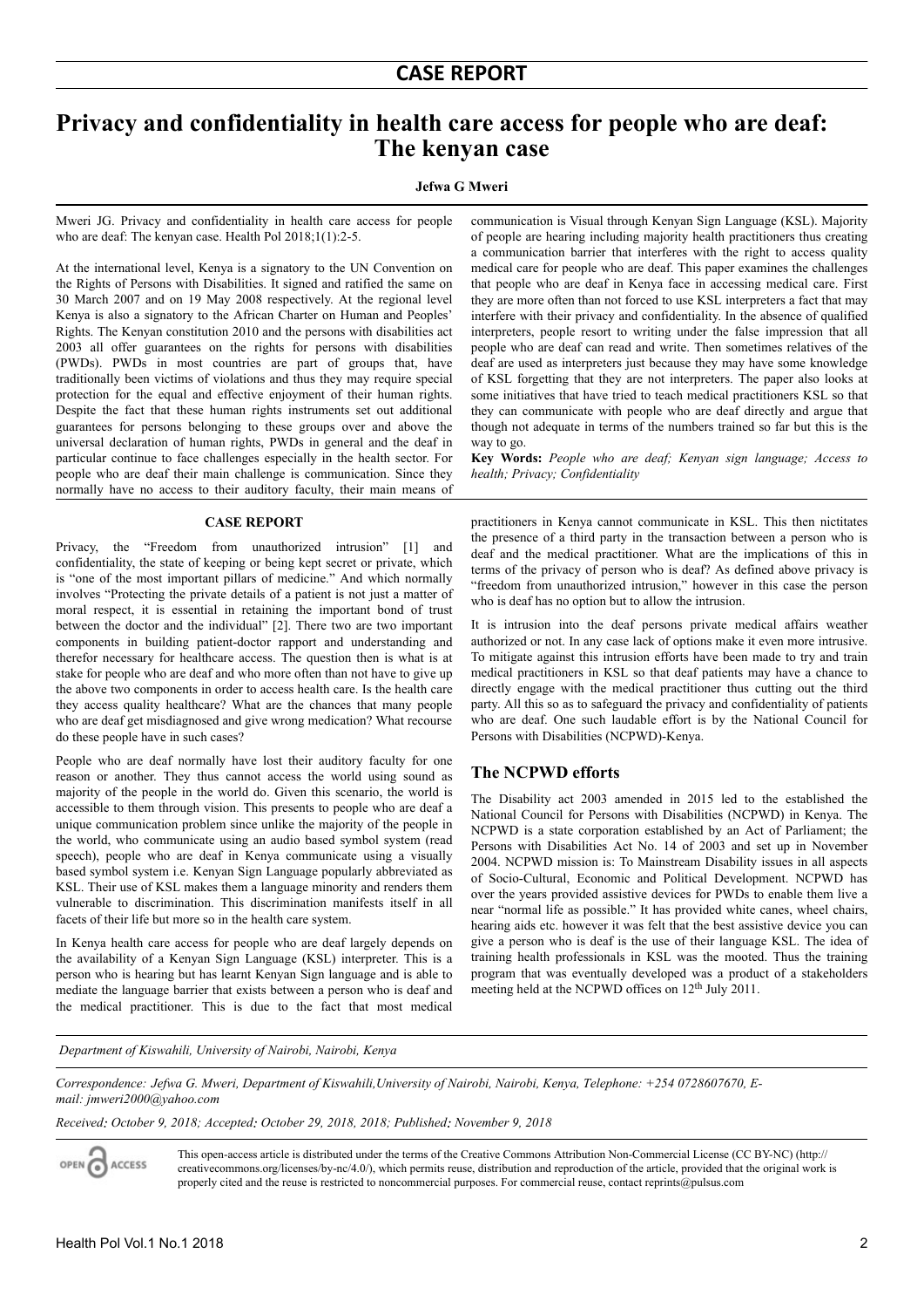## CASE REPORT

# Privacy and confidentiality in health care access for people who are deaf: The kenyan case

**Jefwa G Mweri**

Mweri JG. Privacy and confidentiality in health care access for people who are deaf: The kenyan case. Health Pol 2018;1(1):2-5.

At the international level, Kenya is a signatory to the UN Convention on the Rights of Persons with Disabilities. It signed and ratified the same on 30 March 2007 and on 19 May 2008 respectively. At the regional level Kenya is also a signatory to the African Charter on Human and Peoples' Rights. The Kenyan constitution 2010 and the persons with disabilities act 2003 all offer guarantees on the rights for persons with disabilities (PWDs). PWDs in most countries are part of groups that, have traditionally been victims of violations and thus they may require special protection for the equal and effective enjoyment of their human rights. Despite the fact that these human rights instruments set out additional guarantees for persons belonging to these groups over and above the universal declaration of human rights, PWDs in general and the deaf in particular continue to face challenges especially in the health sector. For people who are deaf their main challenge is communication. Since they normally have no access to their auditory faculty, their main means of communication is Visual through Kenyan Sign Language (KSL). Majority of people are hearing including majority health practitioners thus creating a communication barrier that interferes with the right to access quality medical care for people who are deaf. This paper examines the challenges that people who are deaf in Kenya face in accessing medical care. First they are more often than not forced to use KSL interpreters a fact that may interfere with their privacy and confidentiality. In the absence of qualified interpreters, people resort to writing under the false impression that all people who are deaf can read and write. Then sometimes relatives of the deaf are used as interpreters just because they may have some knowledge of KSL forgetting that they are not interpreters. The paper also looks at some initiatives that have tried to teach medical practitioners KSL so that they can communicate with people who are deaf directly and argue that though not adequate in terms of the numbers trained so far but this is the way to go.

**Key Words:** *People who are deaf; Kenyan sign language; Access to health; Privacy; Confidentiality*

## CASE REPORT

Privacy, the "Freedom from unauthorized intrusion" [1] and confidentiality, the state of keeping or being kept secret or private, which is "one of the most important pillars of medicine." And which normally involves "Protecting the private details of a patient is not just a matter of moral respect, it is essential in retaining the important bond of trust between the doctor and the individual" [2]. There two are two important components in building patient-doctor rapport and understanding and therefor necessary for healthcare access. The question then is what is at stake for people who are deaf and who more often than not have to give up the above two components in order to access health care. Is the health care they access quality healthcare? What are the chances that many people who are deaf get misdiagnosed and give wrong medication? What recourse do these people have in such cases?

People who are deaf normally have lost their auditory faculty for one reason or another. They thus cannot access the world using sound as majority of the people in the world do. Given this scenario, the world is accessible to them through vision. This presents to people who are deaf a unique communication problem since unlike the majority of the people in the world, who communicate using an audio based symbol system (read speech), people who are deaf in Kenya communicate using a visually based symbol system i.e. Kenyan Sign Language popularly abbreviated as KSL. Their use of KSL makes them a language minority and renders them vulnerable to discrimination. This discrimination manifests itself in all facets of their life but more so in the health care system.

In Kenya health care access for people who are deaf largely depends on the availability of a Kenyan Sign Language (KSL) interpreter. This is a person who is hearing but has learnt Kenyan Sign language and is able to mediate the language barrier that exists between a person who is deaf and the medical practitioner. This is due to the fact that most medical practitioners in Kenya cannot communicate in KSL. This then nictitates the presence of a third party in the transaction between a person who is deaf and the medical practitioner. What are the implications of this in terms of the privacy of person who is deaf? As defined above privacy is "freedom from unauthorized intrusion," however in this case the person who is deaf has no option but to allow the intrusion.

It is intrusion into the deaf persons private medical affairs weather authorized or not. In any case lack of options make it even more intrusive. To mitigate against this intrusion efforts have been made to try and train medical practitioners in KSL so that deaf patients may have a chance to directly engage with the medical practitioner thus cutting out the third party. All this so as to safeguard the privacy and confidentiality of patients who are deaf. One such laudable effort is by the National Council for Persons with Disabilities (NCPWD)-Kenya.

## The NCPWD efforts

The Disability act 2003 amended in 2015 led to the established the National Council for Persons with Disabilities (NCPWD) in Kenya. The NCPWD is a state corporation established by an Act of Parliament; the Persons with Disabilities Act No. 14 of 2003 and set up in November 2004. NCPWD mission is: To Mainstream Disability issues in all aspects of Socio-Cultural, Economic and Political Development. NCPWD has over the years provided assistive devices for PWDs to enable them live a near "normal life as possible." It has provided white canes, wheel chairs, hearing aids etc. however it was felt that the best assistive device you can give a person who is deaf is the use of their language KSL. The idea of training health professionals in KSL was the mooted. Thus the training program that was eventually developed was a product of a stakeholders meeting held at the NCPWD offices on 12th July 2011.

*Department of Kiswahili, University of Nairobi, Nairobi, Kenya*

*Correspondence: Jefwa G. Mweri, Department of Kiswahili,University of Nairobi, Nairobi, Kenya, Telephone: +254 0728607670, E-mail: jmweri2000@yahoo.com*

*Received: October 9, 2018; Accepted: October 29, 2018, 2018; Published: November 9, 2018*

This open-access article is distributed under the terms of the Creative Commons Attribution Non-Commercial License (CC BY-NC) (http://creativecommons.org/licenses/by-nc/4.0/), which permits reuse, distribution and reproduction of the article, provided that the original work is properly cited and the reuse is restricted to noncommercial purposes. For commercial reuse, contact reprints@pulsus.com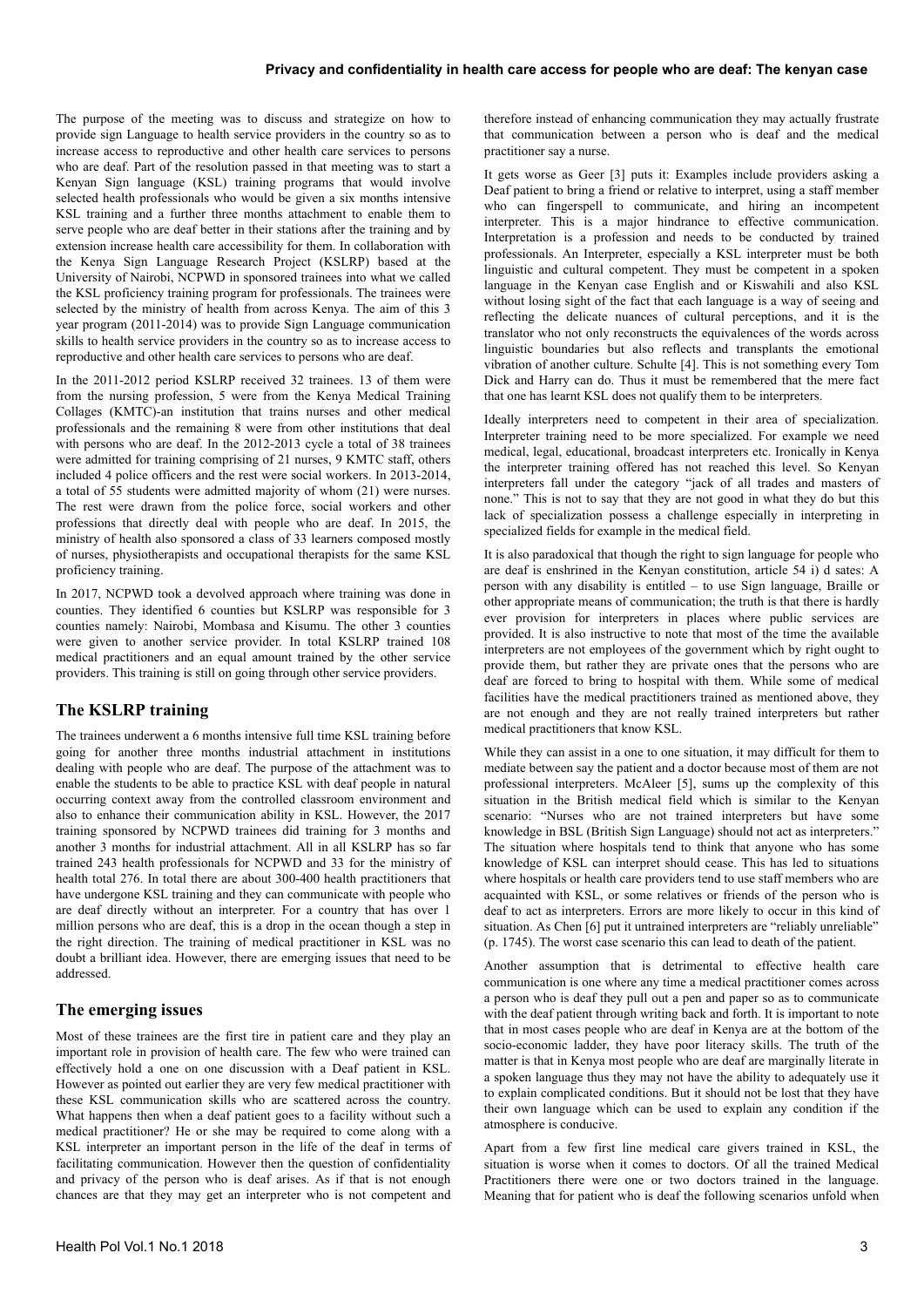The purpose of the meeting was to discuss and strategize on how to provide sign Language to health service providers in the country so as to increase access to reproductive and other health care services to persons who are deaf. Part of the resolution passed in that meeting was to start a Kenyan Sign language (KSL) training programs that would involve selected health professionals who would be given a six months intensive KSL training and a further three months attachment to enable them to serve people who are deaf better in their stations after the training and by extension increase health care accessibility for them. In collaboration with the Kenya Sign Language Research Project (KSLRP) based at the University of Nairobi, NCPWD in sponsored trainees into what we called the KSL proficiency training program for professionals. The trainees were selected by the ministry of health from across Kenya. The aim of this 3 year program (2011-2014) was to provide Sign Language communication skills to health service providers in the country so as to increase access to reproductive and other health care services to persons who are deaf.

In the 2011-2012 period KSLRP received 32 trainees. 13 of them were from the nursing profession, 5 were from the Kenya Medical Training Collages (KMTC)-an institution that trains nurses and other medical professionals and the remaining 8 were from other institutions that deal with persons who are deaf. In the 2012-2013 cycle a total of 38 trainees were admitted for training comprising of 21 nurses, 9 KMTC staff, others included 4 police officers and the rest were social workers. In 2013-2014, a total of 55 students were admitted majority of whom (21) were nurses. The rest were drawn from the police force, social workers and other professions that directly deal with people who are deaf. In 2015, the ministry of health also sponsored a class of 33 learners composed mostly of nurses, physiotherapists and occupational therapists for the same KSL proficiency training.

In 2017, NCPWD took a devolved approach where training was done in counties. They identified 6 counties but KSLRP was responsible for 3 counties namely: Nairobi, Mombasa and Kisumu. The other 3 counties were given to another service provider. In total KSLRP trained 108 medical practitioners and an equal amount trained by the other service providers. This training is still on going through other service providers.

## The KSLRP training

The trainees underwent a 6 months intensive full time KSL training before going for another three months industrial attachment in institutions dealing with people who are deaf. The purpose of the attachment was to enable the students to be able to practice KSL with deaf people in natural occurring context away from the controlled classroom environment and also to enhance their communication ability in KSL. However, the 2017 training sponsored by NCPWD trainees did training for 3 months and another 3 months for industrial attachment. All in all KSLRP has so far trained 243 health professionals for NCPWD and 33 for the ministry of health total 276. In total there are about 300-400 health practitioners that have undergone KSL training and they can communicate with people who are deaf directly without an interpreter. For a country that has over 1 million persons who are deaf, this is a drop in the ocean though a step in the right direction. The training of medical practitioner in KSL was no doubt a brilliant idea. However, there are emerging issues that need to be addressed.

## The emerging issues

Most of these trainees are the first tire in patient care and they play an important role in provision of health care. The few who were trained can effectively hold a one on one discussion with a Deaf patient in KSL. However as pointed out earlier they are very few medical practitioner with these KSL communication skills who are scattered across the country. What happens then when a deaf patient goes to a facility without such a medical practitioner? He or she may be required to come along with a KSL interpreter an important person in the life of the deaf in terms of facilitating communication. However then the question of confidentiality and privacy of the person who is deaf arises. As if that is not enough chances are that they may get an interpreter who is not competent and therefore instead of enhancing communication they may actually frustrate that communication between a person who is deaf and the medical practitioner say a nurse.

It gets worse as Geer [3] puts it: Examples include providers asking a Deaf patient to bring a friend or relative to interpret, using a staff member who can fingerspell to communicate, and hiring an incompetent interpreter. This is a major hindrance to effective communication. Interpretation is a profession and needs to be conducted by trained professionals. An Interpreter, especially a KSL interpreter must be both linguistic and cultural competent. They must be competent in a spoken language in the Kenyan case English and or Kiswahili and also KSL without losing sight of the fact that each language is a way of seeing and reflecting the delicate nuances of cultural perceptions, and it is the translator who not only reconstructs the equivalences of the words across linguistic boundaries but also reflects and transplants the emotional vibration of another culture. Schulte [4]. This is not something every Tom Dick and Harry can do. Thus it must be remembered that the mere fact that one has learnt KSL does not qualify them to be interpreters.

Ideally interpreters need to competent in their area of specialization. Interpreter training need to be more specialized. For example we need medical, legal, educational, broadcast interpreters etc. Ironically in Kenya the interpreter training offered has not reached this level. So Kenyan interpreters fall under the category "jack of all trades and masters of none." This is not to say that they are not good in what they do but this lack of specialization possess a challenge especially in interpreting in specialized fields for example in the medical field.

It is also paradoxical that though the right to sign language for people who are deaf is enshrined in the Kenyan constitution, article 54 i) d sates: A person with any disability is entitled – to use Sign language, Braille or other appropriate means of communication; the truth is that there is hardly ever provision for interpreters in places where public services are provided. It is also instructive to note that most of the time the available interpreters are not employees of the government which by right ought to provide them, but rather they are private ones that the persons who are deaf are forced to bring to hospital with them. While some of medical facilities have the medical practitioners trained as mentioned above, they are not enough and they are not really trained interpreters but rather medical practitioners that know KSL.

While they can assist in a one to one situation, it may difficult for them to mediate between say the patient and a doctor because most of them are not professional interpreters. McAleer [5], sums up the complexity of this situation in the British medical field which is similar to the Kenyan scenario: "Nurses who are not trained interpreters but have some knowledge in BSL (British Sign Language) should not act as interpreters." The situation where hospitals tend to think that anyone who has some knowledge of KSL can interpret should cease. This has led to situations where hospitals or health care providers tend to use staff members who are acquainted with KSL, or some relatives or friends of the person who is deaf to act as interpreters. Errors are more likely to occur in this kind of situation. As Chen [6] put it untrained interpreters are "reliably unreliable" (p. 1745). The worst case scenario this can lead to death of the patient.

Another assumption that is detrimental to effective health care communication is one where any time a medical practitioner comes across a person who is deaf they pull out a pen and paper so as to communicate with the deaf patient through writing back and forth. It is important to note that in most cases people who are deaf in Kenya are at the bottom of the socio-economic ladder, they have poor literacy skills. The truth of the matter is that in Kenya most people who are deaf are marginally literate in a spoken language thus they may not have the ability to adequately use it to explain complicated conditions. But it should not be lost that they have their own language which can be used to explain any condition if the atmosphere is conducive.

Apart from a few first line medical care givers trained in KSL, the situation is worse when it comes to doctors. Of all the trained Medical Practitioners there were one or two doctors trained in the language. Meaning that for patient who is deaf the following scenarios unfold when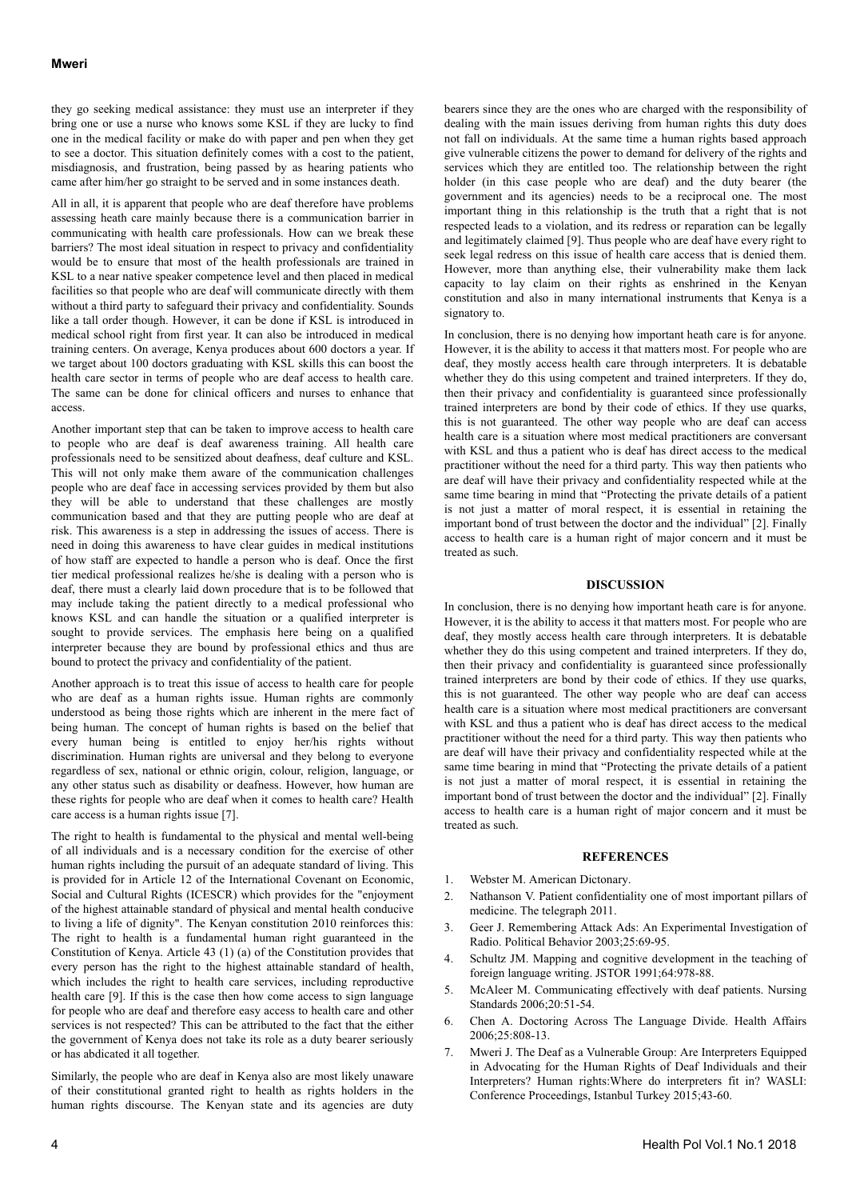they go seeking medical assistance: they must use an interpreter if they bring one or use a nurse who knows some KSL if they are lucky to find one in the medical facility or make do with paper and pen when they get to see a doctor. This situation definitely comes with a cost to the patient, misdiagnosis, and frustration, being passed by as hearing patients who came after him/her go straight to be served and in some instances death.

All in all, it is apparent that people who are deaf therefore have problems assessing heath care mainly because there is a communication barrier in communicating with health care professionals. How can we break these barriers? The most ideal situation in respect to privacy and confidentiality would be to ensure that most of the health professionals are trained in KSL to a near native speaker competence level and then placed in medical facilities so that people who are deaf will communicate directly with them without a third party to safeguard their privacy and confidentiality. Sounds like a tall order though. However, it can be done if KSL is introduced in medical school right from first year. It can also be introduced in medical training centers. On average, Kenya produces about 600 doctors a year. If we target about 100 doctors graduating with KSL skills this can boost the health care sector in terms of people who are deaf access to health care. The same can be done for clinical officers and nurses to enhance that access.

Another important step that can be taken to improve access to health care to people who are deaf is deaf awareness training. All health care professionals need to be sensitized about deafness, deaf culture and KSL. This will not only make them aware of the communication challenges people who are deaf face in accessing services provided by them but also they will be able to understand that these challenges are mostly communication based and that they are putting people who are deaf at risk. This awareness is a step in addressing the issues of access. There is need in doing this awareness to have clear guides in medical institutions of how staff are expected to handle a person who is deaf. Once the first tier medical professional realizes he/she is dealing with a person who is deaf, there must a clearly laid down procedure that is to be followed that may include taking the patient directly to a medical professional who knows KSL and can handle the situation or a qualified interpreter is sought to provide services. The emphasis here being on a qualified interpreter because they are bound by professional ethics and thus are bound to protect the privacy and confidentiality of the patient.

Another approach is to treat this issue of access to health care for people who are deaf as a human rights issue. Human rights are commonly understood as being those rights which are inherent in the mere fact of being human. The concept of human rights is based on the belief that every human being is entitled to enjoy her/his rights without discrimination. Human rights are universal and they belong to everyone regardless of sex, national or ethnic origin, colour, religion, language, or any other status such as disability or deafness. However, how human are these rights for people who are deaf when it comes to health care? Health care access is a human rights issue [7].

The right to health is fundamental to the physical and mental well-being of all individuals and is a necessary condition for the exercise of other human rights including the pursuit of an adequate standard of living. This is provided for in Article 12 of the International Covenant on Economic, Social and Cultural Rights (ICESCR) which provides for the "enjoyment of the highest attainable standard of physical and mental health conducive to living a life of dignity". The Kenyan constitution 2010 reinforces this: The right to health is a fundamental human right guaranteed in the Constitution of Kenya. Article 43 (1) (a) of the Constitution provides that every person has the right to the highest attainable standard of health, which includes the right to health care services, including reproductive health care [9]. If this is the case then how come access to sign language for people who are deaf and therefore easy access to health care and other services is not respected? This can be attributed to the fact that the either the government of Kenya does not take its role as a duty bearer seriously or has abdicated it all together.

Similarly, the people who are deaf in Kenya also are most likely unaware of their constitutional granted right to health as rights holders in the human rights discourse. The Kenyan state and its agencies are duty bearers since they are the ones who are charged with the responsibility of dealing with the main issues deriving from human rights this duty does not fall on individuals. At the same time a human rights based approach give vulnerable citizens the power to demand for delivery of the rights and services which they are entitled too. The relationship between the right holder (in this case people who are deaf) and the duty bearer (the government and its agencies) needs to be a reciprocal one. The most important thing in this relationship is the truth that a right that is not respected leads to a violation, and its redress or reparation can be legally and legitimately claimed [9]. Thus people who are deaf have every right to seek legal redress on this issue of health care access that is denied them. However, more than anything else, their vulnerability make them lack capacity to lay claim on their rights as enshrined in the Kenyan constitution and also in many international instruments that Kenya is a signatory to.

In conclusion, there is no denying how important heath care is for anyone. However, it is the ability to access it that matters most. For people who are deaf, they mostly access health care through interpreters. It is debatable whether they do this using competent and trained interpreters. If they do, then their privacy and confidentiality is guaranteed since professionally trained interpreters are bond by their code of ethics. If they use quarks, this is not guaranteed. The other way people who are deaf can access health care is a situation where most medical practitioners are conversant with KSL and thus a patient who is deaf has direct access to the medical practitioner without the need for a third party. This way then patients who are deaf will have their privacy and confidentiality respected while at the same time bearing in mind that "Protecting the private details of a patient is not just a matter of moral respect, it is essential in retaining the important bond of trust between the doctor and the individual" [2]. Finally access to health care is a human right of major concern and it must be treated as such.

## DISCUSSION

In conclusion, there is no denying how important heath care is for anyone. However, it is the ability to access it that matters most. For people who are deaf, they mostly access health care through interpreters. It is debatable whether they do this using competent and trained interpreters. If they do, then their privacy and confidentiality is guaranteed since professionally trained interpreters are bond by their code of ethics. If they use quarks, this is not guaranteed. The other way people who are deaf can access health care is a situation where most medical practitioners are conversant with KSL and thus a patient who is deaf has direct access to the medical practitioner without the need for a third party. This way then patients who are deaf will have their privacy and confidentiality respected while at the same time bearing in mind that "Protecting the private details of a patient is not just a matter of moral respect, it is essential in retaining the important bond of trust between the doctor and the individual" [2]. Finally access to health care is a human right of major concern and it must be treated as such.

## REFERENCES

1. Webster M. American Dictonary.
2. Nathanson V. Patient confidentiality one of most important pillars of medicine. The telegraph 2011.
3. Geer J. Remembering Attack Ads: An Experimental Investigation of Radio. Political Behavior 2003;25:69-95.
4. Schultz JM. Mapping and cognitive development in the teaching of foreign language writing. JSTOR 1991;64:978-88.
5. McAleer M. Communicating effectively with deaf patients. Nursing Standards 2006;20:51-54.
6. Chen A. Doctoring Across The Language Divide. Health Affairs 2006;25:808-13.
7. Mweri J. The Deaf as a Vulnerable Group: Are Interpreters Equipped in Advocating for the Human Rights of Deaf Individuals and their Interpreters? Human rights:Where do interpreters fit in? WASLI: Conference Proceedings, Istanbul Turkey 2015;43-60.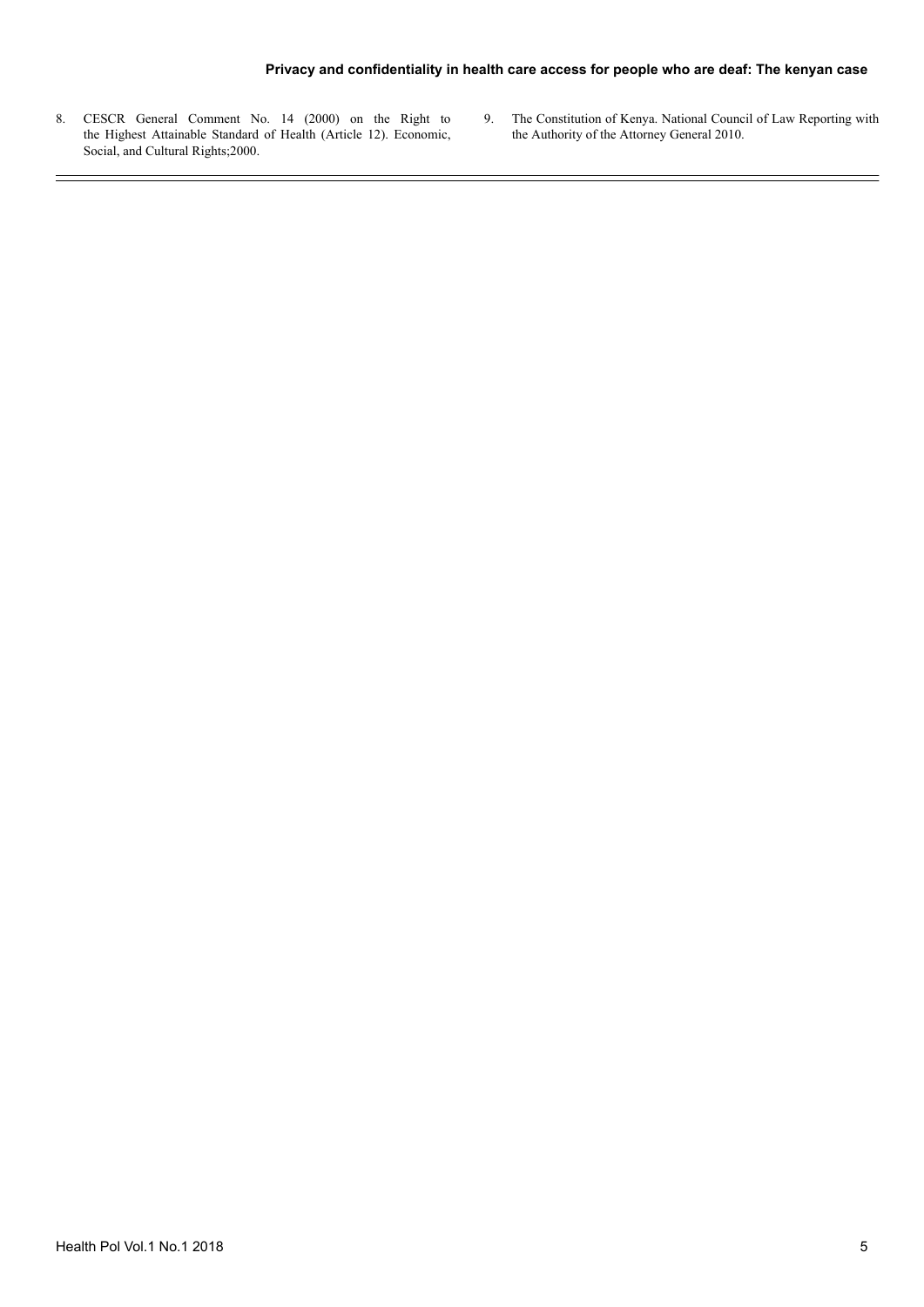8. CESCR General Comment No. 14 (2000) on the Right to the Highest Attainable Standard of Health (Article 12). Economic, Social, and Cultural Rights;2000.
9. The Constitution of Kenya. National Council of Law Reporting with the Authority of the Attorney General 2010.